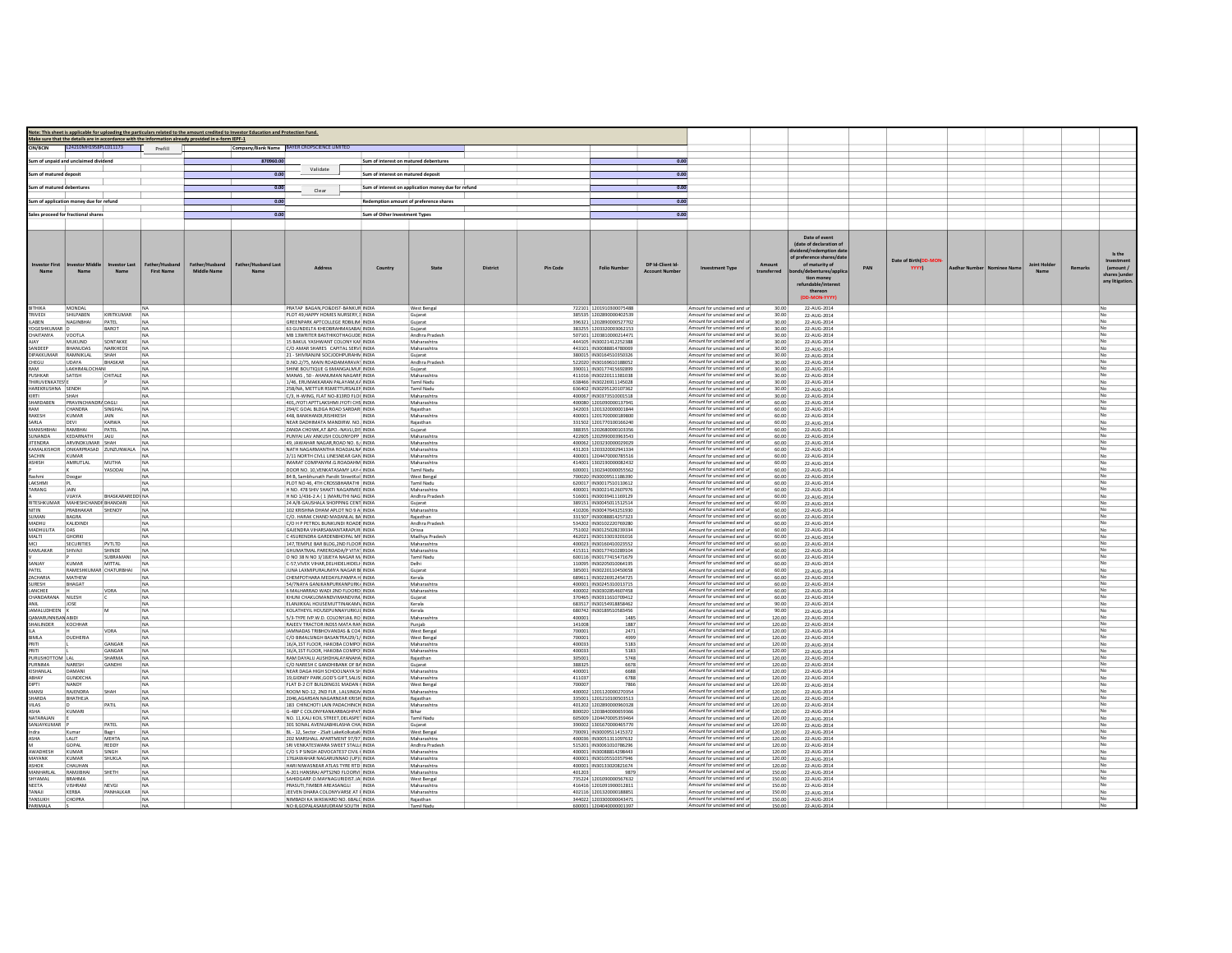Note: This sheet is applicable for uploading the particulars related to the amount credited to Investor Education and Protection Fund.
Make sure that the details are in accordance with the information already provided in e-form IEPF-1

| CIN/BCIN | L24210MH1958PLC011173 | Prefill | Company/Bank Name | BAYER CROPSCIENCE LIMITED |
|---|---|---|---|---|

| | | | | |
|---|---|---|---|---|
| Sum of unpaid and unclaimed dividend | 870960.00 | Validate | Sum of interest on matured debentures | 0.00 |
| Sum of matured deposit | 0.00 | | Sum of interest on matured deposit | 0.00 |
| Sum of matured debentures | 0.00 | Clear | Sum of interest on application money due for refund | 0.00 |
| Sum of application money due for refund | 0.00 | | Redemption amount of preference shares | 0.00 |
| Sales proceed for fractional shares | 0.00 | | Sum of Other Investment Types | 0.00 |

| Investor First Name | Investor Middle Name | Investor Last Name | Father/Husband First Name | Father/Husband Middle Name | Father/Husband Last Name | Address | Country | State | District | Pin Code | Folio Number | DP Id-Client Id-Account Number | Investment Type | Amount transferred | Date of event (date of declaration of dividend/redemption date of preference shares/date of maturity of bonds/debentures/application money refundable/interest thereon (DD-MON-YYYY) | PAN | Date of Birth(DD-MON-YYYY) | Aadhar Number | Nominee Name | Joint Holder Name | Remarks | Is the Investment (amount / shares )under any litigation. |
|---|---|---|---|---|---|---|---|---|---|---|---|---|---|---|---|---|---|---|---|---|---|---|
| BITHIKA | MONDAL | | NA | | | PRATAP BAGAN,PO&DIST-BANKUR | INDIA | West Bengal | | 722101 | 1201910300075488 | | Amount for unclaimed and ur | 30.00 | 22-AUG-2014 | | | | | | | No |
| TRIVEDI | SHILPABEN | KIRITKUMAR | NA | | | PLOT 49,HAPPY HOMES NURSERY,1 | INDIA | Gujarat | | 385535 | 1202890000402539 | | Amount for unclaimed and ur | 30.00 | 22-AUG-2014 | | | | | | | No |
| ILABEN | NAGINBHAI | PATEL | NA | | | GREENPARK APTCOLLEGE ROBILIM | INDIA | Gujarat | | 396321 | 1202890000527702 | | Amount for unclaimed and ur | 30.00 | 22-AUG-2014 | | | | | | | No |
| YOGESHKUMAR | D | BAROT | NA | | | 63 GUNDELTA KHEDBRAHMASABA | INDIA | Gujarat | | 383255 | 1203320003062153 | | Amount for unclaimed and ur | 30.00 | 22-AUG-2014 | | | | | | | No |
| CHAITANYA | VOOTLA | | NA | | | MB 13WRITER BASTHIKOTHAGUDE | INDIA | Andhra Pradesh | | 507101 | 1203810000214471 | | Amount for unclaimed and ur | 30.00 | 22-AUG-2014 | | | | | | | No |
| AJAY | MUKUND | SONTAKKE | NA | | | 15 BAKUL YASHWANT COLONY KA | INDIA | Maharashtra | | 444105 | IN30021412252388 | | Amount for unclaimed and ur | 30.00 | 22-AUG-2014 | | | | | | | No |
| SANDEEP | BHANUDAS | NARKHEDE | NA | | | C/O AMAR SHARES CAPITAL SERVI | INDIA | Maharashtra | | 443101 | IN30088814780069 | | Amount for unclaimed and ur | 30.00 | 22-AUG-2014 | | | | | | | No |
| DIPAKKUMAR | RAMNIKLAL | SHAH | NA | | | 21 - SHIVRANJNI SOCJODHPURAHM | INDIA | Gujarat | | 380015 | IN30164510350326 | | Amount for unclaimed and ur | 30.00 | 22-AUG-2014 | | | | | | | No |
| CHEGU | UDAYA | BHASKAR | NA | | | D.NO.2/75, MAIN ROADAMARAVAT | INDIA | Andhra Pradesh | | 522020 | IN30169610188052 | | Amount for unclaimed and ur | 30.00 | 22-AUG-2014 | | | | | | | No |
| RAM | LAKHMALOCHANI | | NA | | | SHINE BOUTIQUE G EMANGALMUR | INDIA | Gujarat | | 390011 | IN30177415692899 | | Amount for unclaimed and ur | 30.00 | 22-AUG-2014 | | | | | | | No |
| PUSHKAR | SATISH | CHITALE | NA | | | MANAS , 50 - AHANUMAN NAGARP | INDIA | Maharashtra | | 411016 | IN30220111381038 | | Amount for unclaimed and ur | 30.00 | 22-AUG-2014 | | | | | | | No |
| THIRUVENKATESE | | P | NA | | | 1/46, ERUMAKKARAN PALAYAM,KA | INDIA | Tamil Nadu | | 638466 | IN30226911145028 | | Amount for unclaimed and ur | 30.00 | 22-AUG-2014 | | | | | | | No |
| HAREKRUSHNA | SENDH | | NA | | | 258/9A, METTUR RSMETTURSALEM | INDIA | Tamil Nadu | | 636402 | IN30295120107362 | | Amount for unclaimed and ur | 30.00 | 22-AUG-2014 | | | | | | | No |
| KIRTI | SHAH | | NA | | | C/3, H-WING, FLAT NO-813RD FLO | INDIA | Maharashtra | | 400067 | IN30373510001518 | | Amount for unclaimed and ur | 30.00 | 22-AUG-2014 | | | | | | | No |
| SHARDABEN | PRAVINCHANDRA | DAGLI | NA | | | 401,JYOTI APTT.LAKSHMI JYOTI CHS | INDIA | Maharashtra | | 400080 | 1201090000137941 | | Amount for unclaimed and ur | 60.00 | 22-AUG-2014 | | | | | | | No |
| RAM | CHANDRA | SINGHAL | NA | | | 294/C GOAL BLDGA ROAD SARDAR | INDIA | Rajasthan | | 342003 | 1201320000001844 | | Amount for unclaimed and ur | 60.00 | 22-AUG-2014 | | | | | | | No |
| RAKESH | KUMAR | JAIN | NA | | | 448, BAKKHANDI,RISHIKESH | INDIA | Maharashtra | | 400001 | 1201700000189800 | | Amount for unclaimed and ur | 60.00 | 22-AUG-2014 | | | | | | | No |
| SARLA | DEVI | KARWA | NA | | | NEAR DADHIMATA MANDIRW. NO. | INDIA | Rajasthan | | 331502 | 1201770100166240 | | Amount for unclaimed and ur | 60.00 | 22-AUG-2014 | | | | | | | No |
| MANISHBHAI | RAMBHAI | PATEL | NA | | | ZANDA CHOWK,AT.&PO.-NAVLI,DIS | INDIA | Gujarat | | 388355 | 1202680000103356 | | Amount for unclaimed and ur | 60.00 | 22-AUG-2014 | | | | | | | No |
| SUNANDA | KEDARNATH | JAJU | NA | | | PUNYAI LAV ANKUSH COLONYOPP | INDIA | Maharashtra | | 422605 | 1202990003963543 | | Amount for unclaimed and ur | 60.00 | 22-AUG-2014 | | | | | | | No |
| JITENDRA | ARVINDKUMAR | SHAH | NA | | | 49, JAWAHAR NAGAR,ROAD NO. 6, | INDIA | Maharashtra | | 400062 | 1203230000029029 | | Amount for unclaimed and ur | 60.00 | 22-AUG-2014 | | | | | | | No |
| KAMALKISHOR | ONKARPRASAD | ZUNZUNWALA | NA | | | NATH NAGARMANTHA ROADJALNA | INDIA | Maharashtra | | 431203 | 1203320002941334 | | Amount for unclaimed and ur | 60.00 | 22-AUG-2014 | | | | | | | No |
| SACHIN | KUMAR | | NA | | | 2/11 NORTH CIVLL LINESNEAR GAN | INDIA | Maharashtra | | 400001 | 1204470000785516 | | Amount for unclaimed and ur | 60.00 | 22-AUG-2014 | | | | | | | No |
| ASHISH | AMRUTLAL | MUTHA | NA | | | IMARAT COMPANYM.G.ROADAHM | INDIA | Maharashtra | | 414001 | 1302190000082432 | | Amount for unclaimed and ur | 60.00 | 22-AUG-2014 | | | | | | | No |
| P | K | YASODAI | NA | | | DOOR NO. 10,VENKATASAMY LAY-( | INDIA | Tamil Nadu | | 600001 | 1302340000055562 | | Amount for unclaimed and ur | 60.00 | 22-AUG-2014 | | | | | | | No |
| Rashmi | Doogar | | NA | | | 84-B, Sambhunath Pandit StreetKol | INDIA | West Bengal | | 700020 | IN30009511186390 | | Amount for unclaimed and ur | 60.00 | 22-AUG-2014 | | | | | | | No |
| LAKSHMI | PL | | NA | | | PLOT NO 46, 4TH CROSSBHARATHI | INDIA | Tamil Nadu | | 620017 | IN30017510110612 | | Amount for unclaimed and ur | 60.00 | 22-AUG-2014 | | | | | | | No |
| TARANG | JAIN | | NA | | | H NO. 478 SHIV SHAKTI NAGARMEE | INDIA | Maharashtra | | 400001 | IN30021412607976 | | Amount for unclaimed and ur | 60.00 | 22-AUG-2014 | | | | | | | No |
| A | VIJAYA | BHASKARAREDDY | NA | | | H NO 1/436-2 A ( 1 )MARUTHI NAG | INDIA | Andhra Pradesh | | 516001 | IN30039411169129 | | Amount for unclaimed and ur | 60.00 | 22-AUG-2014 | | | | | | | No |
| RITESHKUMAR | MAHESHCHANDRA | BHANDARI | NA | | | 24 A/B GAUSHALA SHOPPING CENT | INDIA | Gujarat | | 389351 | IN30045013512514 | | Amount for unclaimed and ur | 60.00 | 22-AUG-2014 | | | | | | | No |
| NITIN | PRABHAKAR | SHENOY | NA | | | 102 KRISHNA DHAM APLOT NO 9 A | INDIA | Maharashtra | | 410206 | IN30047643251930 | | Amount for unclaimed and ur | 60.00 | 22-AUG-2014 | | | | | | | No |
| SUMAN | BAGRA | | NA | | | C/O. HARAK CHAND MADANLAL BA | INDIA | Rajasthan | | 331507 | IN30088814257323 | | Amount for unclaimed and ur | 60.00 | 22-AUG-2014 | | | | | | | No |
| MADHU | KALIDINDI | | NA | | | C/O H P PETROL BUNKUNDI ROADE | INDIA | Andhra Pradesh | | 534202 | IN30102220769280 | | Amount for unclaimed and ur | 60.00 | 22-AUG-2014 | | | | | | | No |
| MADHULITA | DAS | | NA | | | GAJENDRA VIHARSAMANTARAPUR | INDIA | Orissa | | 751002 | IN30125028239334 | | Amount for unclaimed and ur | 60.00 | 22-AUG-2014 | | | | | | | No |
| MALTI | GHORKI | | NA | | | C 45URENDRA GARDENBHOPAL ME | INDIA | Madhya Pradesh | | 462021 | IN30133019201016 | | Amount for unclaimed and ur | 60.00 | 22-AUG-2014 | | | | | | | No |
| MCI | SECURITIES | PVTLTD | NA | | | 147,TEMPLE BAR BLDG,2ND FLOOR | INDIA | Maharashtra | | 400023 | IN30160410023552 | | Amount for unclaimed and ur | 60.00 | 22-AUG-2014 | | | | | | | No |
| KAMLAKAR | SHIVAJI | SHINDE | NA | | | GHUMATMAL PAREROADA/P VITA | INDIA | Maharashtra | | 415311 | IN30177410289104 | | Amount for unclaimed and ur | 60.00 | 22-AUG-2014 | | | | | | | No |
| V | P | SUBRAMANI | NA | | | D NO 38 N NO 3/18JEYA NAGAR M | INDIA | Tamil Nadu | | 600116 | IN30177415471679 | | Amount for unclaimed and ur | 60.00 | 22-AUG-2014 | | | | | | | No |
| SANJAY | KUMAR | MITTAL | NA | | | C-57,VIVEK VIHAR,DELHIDELHIDELH | INDIA | Delhi | | 110095 | IN30205010064195 | | Amount for unclaimed and ur | 60.00 | 22-AUG-2014 | | | | | | | No |
| PATEL | RAMESHKUMAR | CHATURBHAI | NA | | | JUNA LAXMIPURAUMIYA NAGAR BI | INDIA | Gujarat | | 385001 | IN30220110450658 | | Amount for unclaimed and ur | 60.00 | 22-AUG-2014 | | | | | | | No |
| ZACHARIA | MATHEW | | NA | | | CHEMPOTHARA MEDAYILPAMPA H | INDIA | Kerala | | 689611 | IN30226912454725 | | Amount for unclaimed and ur | 60.00 | 22-AUG-2014 | | | | | | | No |
| SURESH | BHAGAT | | NA | | | 54/7NAYA GANJKANPURKANPURKI | INDIA | Maharashtra | | 400001 | IN30245310013715 | | Amount for unclaimed and ur | 60.00 | 22-AUG-2014 | | | | | | | No |
| LANCHEE | H | VORA | NA | | | 6 MALHARRAO WADI 2ND FLOORD | INDIA | Maharashtra | | 400002 | IN30302854607458 | | Amount for unclaimed and ur | 60.00 | 22-AUG-2014 | | | | | | | No |
| CHANDARANA | NILESH | C | NA | | | KHUNI CHAKLOMANDVIMANDVIRA | INDIA | Gujarat | | 370465 | IN30311610709412 | | Amount for unclaimed and ur | 60.00 | 22-AUG-2014 | | | | | | | No |
| ANIL | JOSE | | NA | | | ELANJIKKAL HOUSEMUTTINAKAMN | INDIA | Kerala | | 683517 | IN30154918858462 | | Amount for unclaimed and ur | 90.00 | 22-AUG-2014 | | | | | | | No |
| JAMALUDHEEN | K | M | NA | | | KOLATHEYIL HOUSEPUNNAYURKULI | INDIA | Kerala | | 680742 | IN30189510583456 | | Amount for unclaimed and ur | 90.00 | 22-AUG-2014 | | | | | | | No |
| QAMARUNNISAN | ABIDI | | NA | | | 5/3-TYPE IVP.W.D. COLONYJAIL RO | INDIA | Maharashtra | | 400001 | 1485 | | Amount for unclaimed and ur | 120.00 | 22-AUG-2014 | | | | | | | No |
| SHAILINDER | KOCHHAR | | NA | | | RAJEEV TRACTOR INDSS MATA RAN | INDIA | Punjab | | 141008 | 1887 | | Amount for unclaimed and ur | 120.00 | 22-AUG-2014 | | | | | | | No |
| ILA | H | VORA | NA | | | JAMNADAS TRIBHOVANDAS & CO4 | INDIA | Maharashtra | | 700001 | 2471 | | Amount for unclaimed and ur | 120.00 | 22-AUG-2014 | | | | | | | No |
| BIMLA | DUDHERIA | | NA | | | C/O BIMALSINGH BASANTRAJ29/1/ | INDIA | West Bengal | | 700001 | 4999 | | Amount for unclaimed and ur | 120.00 | 22-AUG-2014 | | | | | | | No |
| PRITI | L | GANGAR | NA | | | 16/A,1ST FLOOR, HAKOBA COMPO | INDIA | Maharashtra | | 400033 | 5183 | | Amount for unclaimed and ur | 120.00 | 22-AUG-2014 | | | | | | | No |
| PRITI | L | GANGAR | NA | | | 16/A,1ST FLOOR, HAKOBA COMPO | INDIA | Maharashtra | | 400033 | 5183 | | Amount for unclaimed and ur | 120.00 | 22-AUG-2014 | | | | | | | No |
| PURUSHOTTOM | LAL | SHARMA | NA | | | RAM DAYALU AUSHDHALAYANAHA | INDIA | Rajasthan | | 305001 | 5748 | | Amount for unclaimed and ur | 120.00 | 22-AUG-2014 | | | | | | | No |
| PURNIMA | NARESH | GANDHI | NA | | | C/O NARESH C GANDHIBANK OF B | INDIA | Gujarat | | 388325 | 6678 | | Amount for unclaimed and ur | 120.00 | 22-AUG-2014 | | | | | | | No |
| KISHANLAL | DAMANI | | NA | | | NEAR DAGA HIGH SCHOOLNAYA SH | INDIA | Maharashtra | | 400001 | 6688 | | Amount for unclaimed and ur | 120.00 | 22-AUG-2014 | | | | | | | No |
| ABHAY | GUNDECHA | | NA | | | 19,SIDNEY PARK,GOD'S GIFT,SALIS | INDIA | Maharashtra | | 411037 | 6788 | | Amount for unclaimed and ur | 120.00 | 22-AUG-2014 | | | | | | | No |
| DIPTI | NANDY | | NA | | | FLAT D-2 CIT BUILDING31 MADAN | INDIA | West Bengal | | 700007 | 7866 | | Amount for unclaimed and ur | 120.00 | 22-AUG-2014 | | | | | | | No |
| MANSI | RAJENDRA | SHAH | NA | | | ROOM NO-12, 2ND FLR., LALSINGN | INDIA | Maharashtra | | 400002 | 1201120000270354 | | Amount for unclaimed and ur | 120.00 | 22-AUG-2014 | | | | | | | No |
| SHARDA | BHATHEJA | | NA | | | 2046,AGARSAN NAGARNEAR KRISH | INDIA | Rajasthan | | 335001 | 1201210100503513 | | Amount for unclaimed and ur | 120.00 | 22-AUG-2014 | | | | | | | No |
| VILAS | D | PATIL | NA | | | 183 CHINCHOTI LAIN PADACHINCH | INDIA | Maharashtra | | 401202 | 1202890000960328 | | Amount for unclaimed and ur | 120.00 | 22-AUG-2014 | | | | | | | No |
| ASHA | KUMARI | | NA | | | G-48P C COLONYKANKARBAGHPAT | INDIA | Bihar | | 800020 | 1203840000659366 | | Amount for unclaimed and ur | 120.00 | 22-AUG-2014 | | | | | | | No |
| NATARAJAN | E | | NA | | | NO. 11,KALI KOIL STREET,DELASPE | INDIA | Tamil Nadu | | 605009 | 1204470005359464 | | Amount for unclaimed and ur | 120.00 | 22-AUG-2014 | | | | | | | No |
| SANJAYKUMAR | P | PATEL | NA | | | 101 SONAL AVENUABHILASHA CHA | INDIA | Gujarat | | 390002 | 1301670000465770 | | Amount for unclaimed and ur | 120.00 | 22-AUG-2014 | | | | | | | No |
| Indra | Kumar | Bagri | NA | | | BL - 12, Sector - 2Salt LakeKolkata | INDIA | West Bengal | | 700091 | IN30009511415372 | | Amount for unclaimed and ur | 120.00 | 22-AUG-2014 | | | | | | | No |
| ASHA | LALIT | MEHTA | NA | | | 202 MARSHALL APARTMENT 97/97 | INDIA | Maharashtra | | 400036 | IN30051311097632 | | Amount for unclaimed and ur | 120.00 | 22-AUG-2014 | | | | | | | No |
| M | GOPAL | REDDY | NA | | | SRI VENKATESWARA SWEET STALL | INDIA | Andhra Pradesh | | 515201 | IN30061010786296 | | Amount for unclaimed and ur | 120.00 | 22-AUG-2014 | | | | | | | No |
| AWADHESH | KUMAR | SINGH | NA | | | C/O S P SINGH ADVOCATE37 CIVIL | INDIA | Maharashtra | | 400001 | IN30088814298443 | | Amount for unclaimed and ur | 120.00 | 22-AUG-2014 | | | | | | | No |
| MAYANK | KUMAR | SHUKLA | NA | | | 176JAWAHAR NAGARUNNAO (UP) | INDIA | Maharashtra | | 400001 | IN30105510357946 | | Amount for unclaimed and ur | 120.00 | 22-AUG-2014 | | | | | | | No |
| ASHOK | CHAUHAN | | NA | | | HARI NIWASNEAR ATLAS TYRE RTD | INDIA | Maharashtra | | 400001 | IN30133020821674 | | Amount for unclaimed and ur | 120.00 | 22-AUG-2014 | | | | | | | No |
| MANHARLAL | RAMJIBHAI | SHETH | NA | | | A-201 HANSRAJ APTS2ND FLOORVI | INDIA | Maharashtra | | 401203 | 9879 | | Amount for unclaimed and ur | 150.00 | 22-AUG-2014 | | | | | | | No |
| SHYAMAL | BRAHMA | | NA | | | SAHIDGARP.O.MAYNAGURIDIST.JA | INDIA | West Bengal | | 735224 | 1201090000567632 | | Amount for unclaimed and ur | 150.00 | 22-AUG-2014 | | | | | | | No |
| NEETA | VISHRAM | NEVGI | NA | | | PRASUTI,TIMBER AREASANGLI | INDIA | Maharashtra | | 416416 | 1201091900012811 | | Amount for unclaimed and ur | 150.00 | 22-AUG-2014 | | | | | | | No |
| TANAJI | KERBA | PANHALKAR | NA | | | JEEVEN DHARA COLONYVARSE AT | INDIA | Maharashtra | | 402116 | 1201320000188851 | | Amount for unclaimed and ur | 150.00 | 22-AUG-2014 | | | | | | | No |
| TANSUKH | CHOPRA | | NA | | | NIMBADI KA WASWARD NO. 6BALC | INDIA | Rajasthan | | 344022 | 1203320000043471 | | Amount for unclaimed and ur | 150.00 | 22-AUG-2014 | | | | | | | No |
| PARIMALA | S | | NA | | | NO.8,GOPALASAMUDRAM SOUTH | INDIA | Tamil Nadu | | 600001 | 1204040000001397 | | Amount for unclaimed and ur | 150.00 | 22-AUG-2014 | | | | | | | No |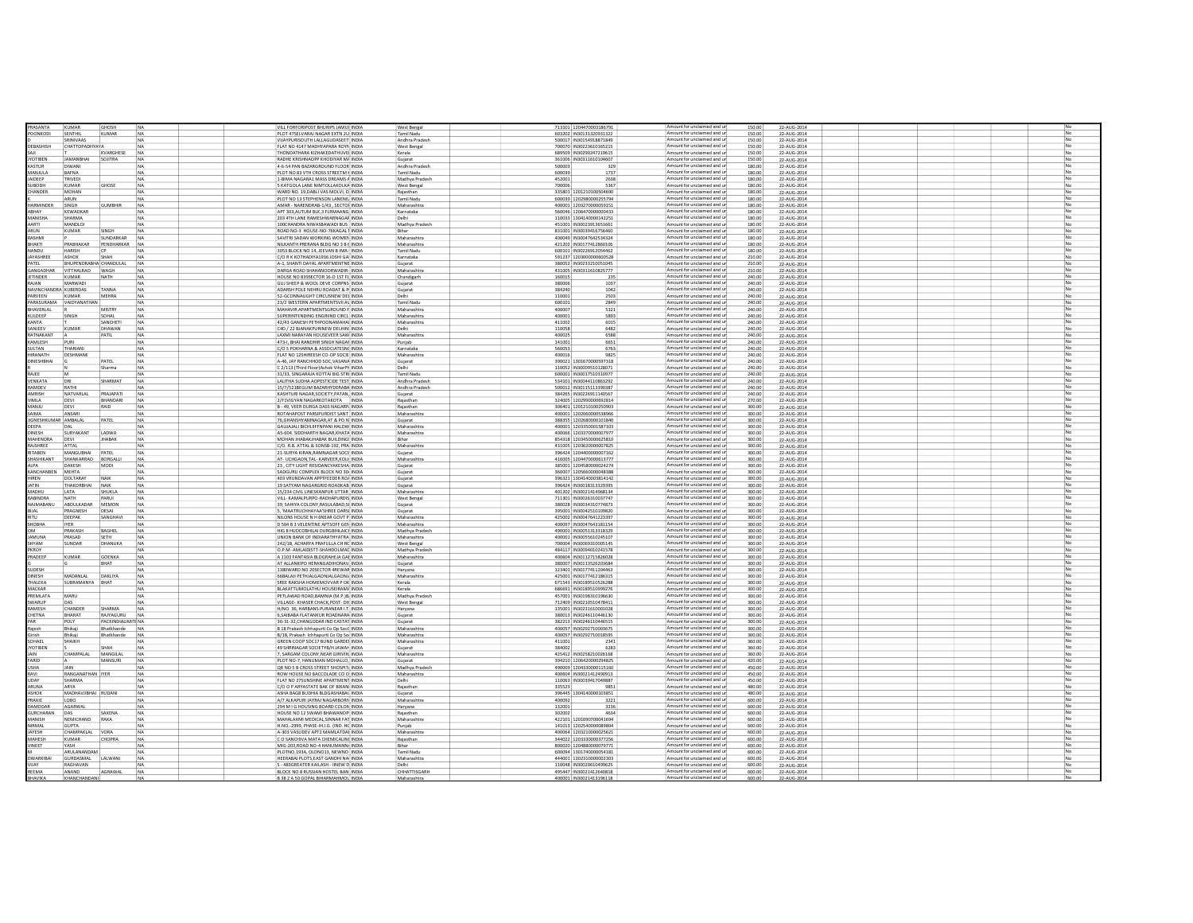| | | | | | | | | | | | | | | | | | | | |
|---|---|---|---|---|---|---|---|---|---|---|---|---|---|---|---|---|---|---|---|
| PRASANTA | KUMAR | GHOSH | NA | | | VILL FORFORIPOST BHURIPS JAMUI | INDIA | West Bengal | | 713102 | 1204470003186791 | Amount for unclaimed and ur | 150.00 | 22-AUG-2014 | | | | | No |
| POONKODI | SENTHIL | KUMAR | NA | | | PLOT 47SELVARAJ NAGAR EXTN 2U | INDIA | Tamil Nadu | | 603202 | IN30131320931322 | Amount for unclaimed and ur | 150.00 | 22-AUG-2014 | | | | | No |
| D | SRINIVAAS | | NA | | | VIJAYPURISOUTH LALLAGUDASECT | INDIA | Andhra Pradesh | | 500017 | IN30154918871849 | Amount for unclaimed and ur | 150.00 | 22-AUG-2014 | | | | | No |
| DEBASHISH | CHATTOPADHYAYA | | NA | | | FLAT NO 4147 MADHYAPARA ROYN | INDIA | West Bengal | | 700070 | IN30223610165215 | Amount for unclaimed and ur | 150.00 | 22-AUG-2014 | | | | | No |
| SAJI | T | KVARGHESE | NA | | | THONDATHARA KIZHAKEDATHUVEL | INDIA | Kerala | | 689509 | IN30290247219615 | Amount for unclaimed and ur | 150.00 | 22-AUG-2014 | | | | | No |
| JYOTIBEN | JAMANBHAI | SOJITRA | NA | | | RADHE KRISHNAOPP KHODIYAR M | INDIA | Gujarat | | 361006 | IN30311610104607 | Amount for unclaimed and ur | 150.00 | 22-AUG-2014 | | | | | No |
| KASTUR | DIWANI | | NA | | | 4-6-54 PAN BAZARGROUND FLOOR | INDIA | Andhra Pradesh | | 500003 | 329 | Amount for unclaimed and ur | 180.00 | 22-AUG-2014 | | | | | No |
| MANJULA | BAFNA | | NA | | | PLOT NO 83 VTH CROSS STREETM K | INDIA | Tamil Nadu | | 600039 | 1737 | Amount for unclaimed and ur | 180.00 | 22-AUG-2014 | | | | | No |
| JAIDEEP | TRIVEDI | | NA | | | 1-BIMA NAGARA1 MASS DREAMS A | INDIA | Madhya Pradesh | | 452001 | 2638 | Amount for unclaimed and ur | 180.00 | 22-AUG-2014 | | | | | No |
| SUBODH | KUMAR | GHOSE | NA | | | 5 KATGOLA LANE NIMTOLLAKOLKA | INDIA | West Bengal | | 700006 | 5367 | Amount for unclaimed and ur | 180.00 | 22-AUG-2014 | | | | | No |
| CHANDER | MOHAN | | NA | | | WARD NO. 19,DABLI VAS MOLVI, D | INDIA | Rajasthan | | 335801 | 1201210100504690 | Amount for unclaimed and ur | 180.00 | 22-AUG-2014 | | | | | No |
| K | ARUN | | NA | | | PLOT NO 13 STEPHENSON LANENE | INDIA | Tamil Nadu | | 600039 | 1202980000255794 | Amount for unclaimed and ur | 180.00 | 22-AUG-2014 | | | | | No |
| HARMINDER | SINGH | GUMBHIR | NA | | | AMAR - NARENDRAB-1/43 , SECTOR | INDIA | Maharashtra | | 400001 | 1203270000059151 | Amount for unclaimed and ur | 180.00 | 22-AUG-2014 | | | | | No |
| ABHAY | KEWADKAR | | NA | | | APT 303,AUTUM BLK,3 FLRMAANG | INDIA | Karnataka | | 560046 | 1206470000000433 | Amount for unclaimed and ur | 180.00 | 22-AUG-2014 | | | | | No |
| MANISHA | SHARMA | | NA | | | 203 4TH LANE RAMESHWARNAGAR | INDIA | Delhi | | 110033 | 1304140000142251 | Amount for unclaimed and ur | 180.00 | 22-AUG-2014 | | | | | No |
| AARTI | MANDLOI | | NA | | | 100CHANDRA NIWASBAWADI BUS | INDIA | Madhya Pradesh | | 451001 | IN30023913651661 | Amount for unclaimed and ur | 180.00 | 22-AUG-2014 | | | | | No |
| ARUN | KUMAR | SINGH | NA | | | ROAD NO-3 HOUSE-NO-76KAGAL E | INDIA | Bihar | | 831001 | IN30039416756460 | Amount for unclaimed and ur | 180.00 | 22-AUG-2014 | | | | | No |
| RASHMI | P | SUNDARKAR | NA | | | SAVITRI SADAN WORKING WOMEN | INDIA | Maharashtra | | 400049 | IN30047642534324 | Amount for unclaimed and ur | 180.00 | 22-AUG-2014 | | | | | No |
| BHAKTI | PRABHAKAR | PENDHARKAR | NA | | | NILKANTH PRERANA BLDG NO 3 B-I | INDIA | Maharashtra | | 421202 | IN30177412860106 | Amount for unclaimed and ur | 180.00 | 22-AUG-2014 | | | | | No |
| NANDU | HARISH | CP | NA | | | 3053 BLOCK NO 14, JEEVAN BIMA | INDIA | Tamil Nadu | | 600101 | IN30226912054462 | Amount for unclaimed and ur | 180.00 | 22-AUG-2014 | | | | | No |
| JAYASHREE | ASHOK | SHAH | NA | | | C/O R K KOTHADIYA1936 JOSHI GA | INDIA | Karnataka | | 591237 | 1203000000600528 | Amount for unclaimed and ur | 210.00 | 22-AUG-2014 | | | | | No |
| PATEL | BHUPENDRABHA | CHANDULAL | NA | | | A-1, SHANTI DAYAL APARTMENTNE | INDIA | Gujarat | | 380052 | IN30233210051045 | Amount for unclaimed and ur | 210.00 | 22-AUG-2014 | | | | | No |
| GANGADHAR | VITTHALRAO | WAGH | NA | | | DARGA ROAD SHAHANOORWADIB | INDIA | Maharashtra | | 431005 | IN30311610825777 | Amount for unclaimed and ur | 210.00 | 22-AUG-2014 | | | | | No |
| JETINDER | KUMAR | NATH | NA | | | HOUSE NO 839SECTOR 36-D 1ST FL | INDIA | Chandigarh | | 160015 | 235 | Amount for unclaimed and ur | 240.00 | 22-AUG-2014 | | | | | No |
| RAJAN | MARWADI | | NA | | | GUJ SHEEP & WOOL DEVE CORPNS | INDIA | Gujarat | | 380006 | 1037 | Amount for unclaimed and ur | 240.00 | 22-AUG-2014 | | | | | No |
| NAVINCHANDRA | KUBERDAS | TANNA | NA | | | ADARSH POLE NEHRU ROADAT & P | INDIA | Gujarat | | 384240 | 1042 | Amount for unclaimed and ur | 240.00 | 22-AUG-2014 | | | | | No |
| PARVEEN | KUMAR | MEHRA | NA | | | 52-GCONNAUGHT CIRCUSNEW DEL | INDIA | Delhi | | 110001 | 2503 | Amount for unclaimed and ur | 240.00 | 22-AUG-2014 | | | | | No |
| PARASURAMA | VAIDYANATHAN | | NA | | | 23/2 WESTERN APARTMENTSVII A | INDIA | Tamil Nadu | | 600101 | 2849 | Amount for unclaimed and ur | 240.00 | 22-AUG-2014 | | | | | No |
| BHAVERLAL | R | MISTRY | NA | | | MAHAVIR APARTMENTSGROUND F | INDIA | Maharashtra | | 400007 | 5321 | Amount for unclaimed and ur | 240.00 | 22-AUG-2014 | | | | | No |
| KULDEEP | SINGH | SOHAL | NA | | | SUPERINTENDING ENGRIIND CIRCL | INDIA | Maharashtra | | 400001 | 5893 | Amount for unclaimed and ur | 240.00 | 22-AUG-2014 | | | | | No |
| KANTA | T | SANCHETI | NA | | | 42/43 GANESH PETHPOONAMAHA | INDIA | Maharashtra | | 411002 | 6015 | Amount for unclaimed and ur | 240.00 | 22-AUG-2014 | | | | | No |
| SANJEEV | KUMAR | DHAWAN | NA | | | C4D / 22 BJANAKPURINEW DELHI | INDIA | Delhi | | 110058 | 6482 | Amount for unclaimed and ur | 240.00 | 22-AUG-2014 | | | | | No |
| RATNAKANT | A | PATIL | NA | | | LAXMI NARAYAN HOUSEVEER SAW | INDIA | Maharashtra | | 400025 | 6588 | Amount for unclaimed and ur | 240.00 | 22-AUG-2014 | | | | | No |
| KAMLESH | PURI | | NA | | | 473-L BHAI RANDHIR SINGH NAGA | INDIA | Punjab | | 141001 | 6651 | Amount for unclaimed and ur | 240.00 | 22-AUG-2014 | | | | | No |
| SULTAN | THARIANI | | NA | | | C/O S POKHARNA & ASSOCIATESN | INDIA | Karnataka | | 560053 | 6763 | Amount for unclaimed and ur | 240.00 | 22-AUG-2014 | | | | | No |
| HIRANATH | DESHMANE | | NA | | | FLAT NO 12SHREESH CO-OP SOCIE | INDIA | Maharashtra | | 400016 | 9825 | Amount for unclaimed and ur | 240.00 | 22-AUG-2014 | | | | | No |
| DINESHBHAI | G | PATEL | NA | | | A-46, JAY RANCHHOD SOC,VASANA | INDIA | Gujarat | | 390021 | 1301670000597318 | Amount for unclaimed and ur | 240.00 | 22-AUG-2014 | | | | | No |
| R | N | Sharma | NA | | | C 2/133 (Third Floor)Ashok Vihar Ph | INDIA | Delhi | | 110052 | IN30009510128071 | Amount for unclaimed and ur | 240.00 | 22-AUG-2014 | | | | | No |
| RAJEE | M | | NA | | | 31/33, SINGARAJA KOTTAI BIG STRI | INDIA | Tamil Nadu | | 600001 | IN30017510310977 | Amount for unclaimed and ur | 240.00 | 22-AUG-2014 | | | | | No |
| VENKATA | DRI | SHARMAT | NA | | | LALITHA SUDHA ADPESTICIDE TEST | INDIA | Andhra Pradesh | | 534101 | IN30044110863292 | Amount for unclaimed and ur | 240.00 | 22-AUG-2014 | | | | | No |
| RAMDEV | RATHI | | NA | | | 15/7/521BEGUM BAZARHYDERABA | INDIA | Andhra Pradesh | | 500012 | IN30115113390387 | Amount for unclaimed and ur | 240.00 | 22-AUG-2014 | | | | | No |
| AMRISH | NATVARLAL | PRAJAPATI | NA | | | KASHTURI NAGAR,SOCIETY,PATAN | INDIA | Gujarat | | 384265 | IN30226911140567 | Amount for unclaimed and ur | 240.00 | 22-AUG-2014 | | | | | No |
| VIMLA | DEVI | BHANDARI | NA | | | 2/F1VIGYAN NAGARKOTAKOTA | INDIA | Rajasthan | | 324005 | 1202990000692814 | Amount for unclaimed and ur | 270.00 | 22-AUG-2014 | | | | | No |
| MANJU | DEVI | RAID | NA | | | 6 - 49, VEER DURGA DASS NAGAR | INDIA | Rajasthan | | 306401 | 1201210100250903 | Amount for unclaimed and ur | 300.00 | 22-AUG-2014 | | | | | No |
| SAIMA | ANSARI | | NA | | | ROTAHAPOST PARSIPURDIST SANT | INDIA | Maharashtra | | 400001 | 1202060000138966 | Amount for unclaimed and ur | 300.00 | 22-AUG-2014 | | | | | No |
| JIGNESHKUMAR | AMBALAL | PATEL | NA | | | 76,GHANSHYAMNAGAR,AT & PO N | INDIA | Gujarat | | 388355 | 1202680000101840 | Amount for unclaimed and ur | 300.00 | 22-AUG-2014 | | | | | No |
| DEEPA | DAL | | NA | | | GAUJAALI BICHLIFFNPANI HALDW | INDIA | Maharashtra | | 400001 | 1203350001587103 | Amount for unclaimed and ur | 300.00 | 22-AUG-2014 | | | | | No |
| DINESH | SURYAKANT | LADWA | NA | | | AS-604. SIDDHARTH NAGAR,KHATA | INDIA | Maharashtra | | 400066 | 1203370000007977 | Amount for unclaimed and ur | 300.00 | 22-AUG-2014 | | | | | No |
| MAHENDRA | DEVI | JHABAK | NA | | | MOHAN JHABAKJHABAK BUILDING | INDIA | Bihar | | 854318 | 1203450000625810 | Amount for unclaimed and ur | 300.00 | 22-AUG-2014 | | | | | No |
| RAJSHREE | ATTAL | | NA | | | C/O. R.B. ATTAL & SONSB-192, PRA | INDIA | Maharashtra | | 431005 | 1203620000007825 | Amount for unclaimed and ur | 300.00 | 22-AUG-2014 | | | | | No |
| RITABEN | MANGUBHAI | PATEL | NA | | | 21-SURYA KIRAN,RAMNAGAR SOCI | INDIA | Gujarat | | 396424 | 1204400000007162 | Amount for unclaimed and ur | 300.00 | 22-AUG-2014 | | | | | No |
| SHASHIKANT | SHANKARRAO | BORGALLI | NA | | | AT- UCHGAON,TAL- KARVEER,KOLH | INDIA | Maharashtra | | 416005 | 1204470000613777 | Amount for unclaimed and ur | 300.00 | 22-AUG-2014 | | | | | No |
| ALPA | DAKESH | MODI | NA | | | 23 , CITY LIGHT RESIDANCYAKESHA | INDIA | Gujarat | | 385001 | 1204580000024274 | Amount for unclaimed and ur | 300.00 | 22-AUG-2014 | | | | | No |
| KANCHANBEN | MEHTA | | NA | | | SADGURU COMPLEX BLOCK NO 3D | INDIA | Gujarat | | 360007 | 1205660000048388 | Amount for unclaimed and ur | 300.00 | 22-AUG-2014 | | | | | No |
| HIREN | DOLTARAY | NAIK | NA | | | 403 VRUNDAVAN APPTFEEDER RO | INDIA | Gujarat | | 396321 | 1304140003814142 | Amount for unclaimed and ur | 300.00 | 22-AUG-2014 | | | | | No |
| JATIN | THAKORBHAI | NAIK | NA | | | 19 SATYAM NAGARGRID ROADKAB | INDIA | Gujarat | | 396424 | IN30018313329395 | Amount for unclaimed and ur | 300.00 | 22-AUG-2014 | | | | | No |
| MADHU | LATA | SHUKLA | NA | | | 15/234 CIVIL LINESKANPUR UTTAR | INDIA | Maharashtra | | 401202 | IN30021414968134 | Amount for unclaimed and ur | 300.00 | 22-AUG-2014 | | | | | No |
| RABINDRA | NATH | PARUI | NA | | | VILL- KAMALPURPO-RADHAPURDIS | INDIA | West Bengal | | 711301 | IN30026310037747 | Amount for unclaimed and ur | 300.00 | 22-AUG-2014 | | | | | No |
| NAIMABANU | ABDULKADAR | MEMON | NA | | | 39, SAHIYA COLONY,RASULABAD,SI | INDIA | Gujarat | | 380028 | IN30034310774873 | Amount for unclaimed and ur | 300.00 | 22-AUG-2014 | | | | | No |
| BIJAL | PRAGNESH | DESAI | NA | | | 5, 'MAATRUCHHAYA'ASHREE DARSI | INDIA | Gujarat | | 395001 | IN30042510109820 | Amount for unclaimed and ur | 300.00 | 22-AUG-2014 | | | | | No |
| RITU | DEEPAK | SANGHAVI | NA | | | NILONS HOUSE N H 6NEAR GOVT P | INDIA | Maharashtra | | 425002 | IN30047641223397 | Amount for unclaimed and ur | 300.00 | 22-AUG-2014 | | | | | No |
| SHOBHA | IYER | | NA | | | D 504 B 3 VELENTINE APTSOFF GEN | INDIA | Maharashtra | | 400097 | IN30047643181154 | Amount for unclaimed and ur | 300.00 | 22-AUG-2014 | | | | | No |
| OM | PRAKASH | BAGHEL | NA | | | HIG 8 HUDCOBHILAI DURGBHILAICH | INDIA | Madhya Pradesh | | 490001 | IN30051313318329 | Amount for unclaimed and ur | 300.00 | 22-AUG-2014 | | | | | No |
| JAMUNA | PRASAD | SETH | NA | | | UNION BANK OF INDIARATHYATRA | INDIA | Maharashtra | | 400001 | IN30055610245107 | Amount for unclaimed and ur | 300.00 | 22-AUG-2014 | | | | | No |
| SHYAM | SUNDAR | DHANUKA | NA | | | 242/1B, ACHARYA PRAFULLA CH RC | INDIA | West Bengal | | 700004 | IN30069310005145 | Amount for unclaimed and ur | 300.00 | 22-AUG-2014 | | | | | No |
| PKROY | | | NA | | | D.P.M- AMLAIDISTT-SHAHDOLMAD | INDIA | Madhya Pradesh | | 484117 | IN30094010241578 | Amount for unclaimed and ur | 300.00 | 22-AUG-2014 | | | | | No |
| PRADEEP | KUMAR | GOENKA | NA | | | A 1103 FANTASIA BLDGRAHEJA GAI | INDIA | Maharashtra | | 400604 | IN30112715826028 | Amount for unclaimed and ur | 300.00 | 22-AUG-2014 | | | | | No |
| G | G | BHAT | NA | | | AT ALLANKIPO HERANGADIHONAV | INDIA | Maharashtra | | 380007 | IN30113526203684 | Amount for unclaimed and ur | 300.00 | 22-AUG-2014 | | | | | No |
| SUDESH | | | NA | | | 1388WARD NO 20SECTOR-4REWAR | INDIA | Haryana | | 123401 | IN30177411204463 | Amount for unclaimed and ur | 300.00 | 22-AUG-2014 | | | | | No |
| DINESH | MADANLAL | DAKLIYA | NA | | | 668ALAJI PETHJALGAONJALGAON | INDIA | Maharashtra | | 425001 | IN30177412186315 | Amount for unclaimed and ur | 300.00 | 22-AUG-2014 | | | | | No |
| THALEKA | SUBRAMANYA | BHAT | NA | | | SREE RAKSHA HOMEMOVVAR P OK | INDIA | Kerala | | 671543 | IN30189510526288 | Amount for unclaimed and ur | 300.00 | 22-AUG-2014 | | | | | No |
| MACKAR | | | NA | | | BLAKATTUMOLATHU HOUSEIRAMA | INDIA | Kerala | | 686691 | IN30189510999276 | Amount for unclaimed and ur | 300.00 | 22-AUG-2014 | | | | | No |
| PREMLATA | MARU | | NA | | | PETLAWAD ROAD,BAMNIA (M.P.)B | INDIA | Madhya Pradesh | | 457001 | IN30198310196630 | Amount for unclaimed and ur | 300.00 | 22-AUG-2014 | | | | | No |
| SWARUP | DAS | | NA | | | VILLAGE- KHASER CHACK,POST- DI | INDIA | West Bengal | | 712409 | IN30210510478411 | Amount for unclaimed and ur | 300.00 | 22-AUG-2014 | | | | | No |
| RAMESH | CHANDER | SHARMA | NA | | | H/NO. 36, HARBANS PURANEAR I.T | INDIA | Haryana | | 135001 | IN30233610001028 | Amount for unclaimed and ur | 300.00 | 22-AUG-2014 | | | | | No |
| CHETNA | BHARAT | RAJYAGURU | NA | | | 6,SAIBABA FLATANKUR ROADNARA | INDIA | Gujarat | | 380013 | IN30246110446130 | Amount for unclaimed and ur | 300.00 | 22-AUG-2014 | | | | | No |
| PAR | POLY | PACKINDIALIMITE | NA | | | 30-31-32,CHANGODAR IND.EASTAT | INDIA | Gujarat | | 382213 | IN30246110446515 | Amount for unclaimed and ur | 300.00 | 22-AUG-2014 | | | | | No |
| Rajesh | Bhikaji | Bhatkhande | NA | | | B 18 Prakash Ichhapurti Co Op Soci | INDIA | Maharashtra | | 400057 | IN30292710003675 | Amount for unclaimed and ur | 300.00 | 22-AUG-2014 | | | | | No |
| Girish | Bhikaji | Bhatkhande | NA | | | B/18, Prakash Ichhapurti Co Op Soc | INDIA | Maharashtra | | 400057 | IN30292710018595 | Amount for unclaimed and ur | 300.00 | 22-AUG-2014 | | | | | No |
| SOHAEL | SHAIKH | | NA | | | GREEN COOP SOC17 BUND GARDEI | INDIA | Maharashtra | | 411001 | 2341 | Amount for unclaimed and ur | 360.00 | 22-AUG-2014 | | | | | No |
| JYOTIBEN | S | SHAH | NA | | | 49 SHRINAGAR SOCIETY8/H JAWAH | INDIA | Gujarat | | 384002 | 6283 | Amount for unclaimed and ur | 360.00 | 22-AUG-2014 | | | | | No |
| JAIN | CHAMPALAL | MANGILAL | NA | | | 7, SARGAM COLONY,NEAR GIRIVIH | INDIA | Maharashtra | | 425412 | IN30258210026168 | Amount for unclaimed and ur | 360.00 | 22-AUG-2014 | | | | | No |
| FARID | A | MANSURI | NA | | | PLOT NO-7, HANUMAN MOHALLO | INDIA | Gujarat | | 394210 | 1206420000204825 | Amount for unclaimed and ur | 420.00 | 22-AUG-2014 | | | | | No |
| USHA | JAIN | | NA | | | QR NO 5 B CROSS STREET SHOSHT | INDIA | Madhya Pradesh | | 490009 | 1204030000115160 | Amount for unclaimed and ur | 450.00 | 22-AUG-2014 | | | | | No |
| RAVI | RANGANATHAN | IYER | NA | | | ROW HOUSE NO BACCOLADE CO O | INDIA | Maharashtra | | 400604 | IN30021412490913 | Amount for unclaimed and ur | 450.00 | 22-AUG-2014 | | | | | No |
| UDAY | SHARMA | | NA | | | FLAT NO 27SUNSHINE APARTMENT | INDIA | Delhi | | 110063 | IN30039417049887 | Amount for unclaimed and ur | 450.00 | 22-AUG-2014 | | | | | No |
| ARUNA | ARYA | | NA | | | C/O O P ARYASTATE BAK OF BIKAN | INDIA | Rajasthan | | 335523 | 9851 | Amount for unclaimed and ur | 480.00 | 22-AUG-2014 | | | | | No |
| ASHOK | MADHAVJIBHAI | RUDANI | NA | | | ASHA BAGE BUDHIA BLDGASHABAL | INDIA | Gujarat | | 396445 | 1304140000103851 | Amount for unclaimed and ur | 480.00 | 22-AUG-2014 | | | | | No |
| PRAXIE | LOBO | | NA | | | A/7 ALKAPURI JAYRAJ NAGARBORIV | INDIA | Maharashtra | | 400092 | 3221 | Amount for unclaimed and ur | 600.00 | 22-AUG-2014 | | | | | No |
| DAMODAR | AGARWAL | | NA | | | 294 M I G HOUSING BOARD COLON | INDIA | Haryana | | 132001 | 3236 | Amount for unclaimed and ur | 600.00 | 22-AUG-2014 | | | | | No |
| GURCHARAN | DAS | SAXENA | NA | | | HOUSE NO 12 SWAMI BHAWANDP | INDIA | Rajasthan | | 302002 | 4634 | Amount for unclaimed and ur | 600.00 | 22-AUG-2014 | | | | | No |
| MANISH | NEMICHAND | RAKA | NA | | | MAHALAXMI MEDICAL,SINNAR FAT | INDIA | Maharashtra | | 422103 | 1201090700041694 | Amount for unclaimed and ur | 600.00 | 22-AUG-2014 | | | | | No |
| NIRMAL | GUPTA | | NA | | | H.NO.-2999, PHASE-IH.I.G. (IND. RC | INDIA | Punjab | | 141013 | 1202540000089804 | Amount for unclaimed and ur | 600.00 | 22-AUG-2014 | | | | | No |
| JAYESH | CHAMPAKLAL | VORA | NA | | | A-303 VASUDEV APT2 MAMLATDAI | INDIA | Maharashtra | | 400064 | 1203210000025621 | Amount for unclaimed and ur | 600.00 | 22-AUG-2014 | | | | | No |
| MAHESH | KUMAR | CHOPRA | NA | | | C O SANCHIVA MATA CHEMICALINI | INDIA | Rajasthan | | 344022 | 1203330000377256 | Amount for unclaimed and ur | 600.00 | 22-AUG-2014 | | | | | No |
| VINEET | YASH | | NA | | | MIG-203,ROAD NO-4 HANUMANNA | INDIA | Bihar | | 800020 | 1204880000079771 | Amount for unclaimed and ur | 600.00 | 22-AUG-2014 | | | | | No |
| M | ARULANANDAM | | NA | | | PLOTNO.193A, OLDNO13, NEWNO | INDIA | Tamil Nadu | | 600094 | 1301740000054181 | Amount for unclaimed and ur | 600.00 | 22-AUG-2014 | | | | | No |
| DWARKIBAI | GURDASMAL | LALWANI | NA | | | HEERABAI PLOTS,EAST GANDHI NA | INDIA | Maharashtra | | 444001 | 1302310000022303 | Amount for unclaimed and ur | 600.00 | 22-AUG-2014 | | | | | No |
| VIJAY | RAGHAVAN | | NA | | | S - 483GREATER KAILASH - IINEW D | INDIA | Delhi | | 110048 | IN30020610499625 | Amount for unclaimed and ur | 600.00 | 22-AUG-2014 | | | | | No |
| REEMA | ANAND | AGRAWAL | NA | | | BLOCK NO 8 RUSSIAN HOSTEL BAN | INDIA | CHHATTISGARH | | 495447 | IN30021412640818 | Amount for unclaimed and ur | 600.00 | 22-AUG-2014 | | | | | No |
| BHAVIKA | KHANCHANDANI | | NA | | | B 38 2 A 50 GOPAL BIHARIMAHMOL | INDIA | Maharashtra | | 400001 | IN30021413196118 | Amount for unclaimed and ur | 600.00 | 22-AUG-2014 | | | | | No |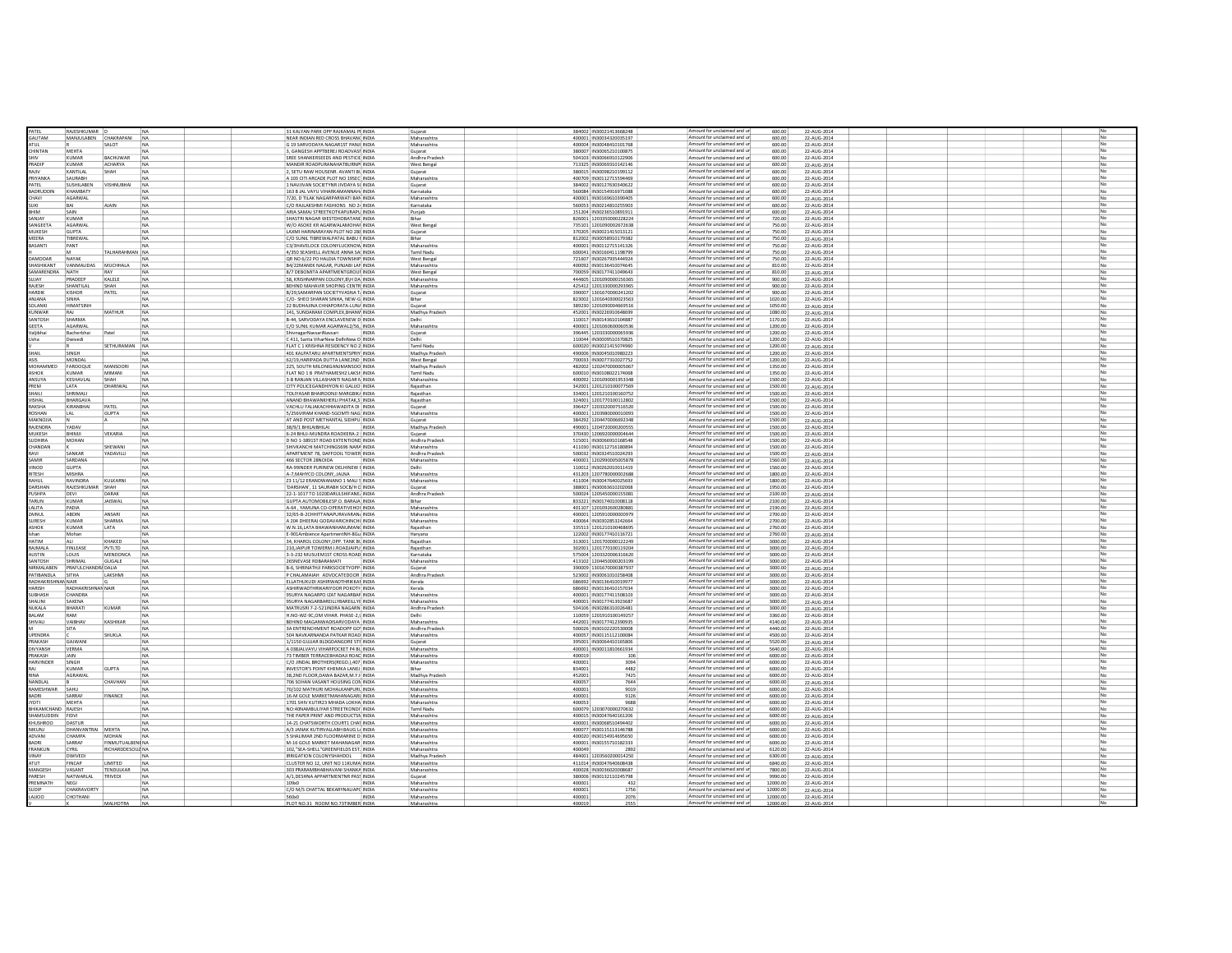| | | | | | | | | | | | | | | | |
|---|---|---|---|---|---|---|---|---|---|---|---|---|---|---|---|
| PATEL | RAJESHKUMAR | D | NA | | | 31 KALYAN PARK OPP RAJKAMAL PE | INDIA | Gujarat | | 384002 | IN30021413668248 | Amount for unclaimed and un | 600.00 | 22-AUG-2014 | No |
| GAUTAM | MANJULABEN | CHAKRAPANI | NA | | | NEAR INDIAN RED CROSS BHAVAN, | INDIA | Maharashtra | | 400001 | IN30034320035197 | Amount for unclaimed and un | 600.00 | 22-AUG-2014 | No |
| ATUL | R | SALOT | NA | | | G 19 SARVODAYA NAGAR1ST PANJF | INDIA | Maharashtra | | 400004 | IN30048410101768 | Amount for unclaimed and un | 600.00 | 22-AUG-2014 | No |
| CHINTAN | MEHTA | | NA | | | 3, GANGESH APPTBERI ROADVAST | INDIA | Gujarat | | 380007 | IN30065210100875 | Amount for unclaimed and un | 600.00 | 22-AUG-2014 | No |
| SHIV | KUMAR | BACHUWAR | NA | | | SREE SHANKERSEEDS AND PESTICIE | INDIA | Andhra Pradesh | | 504101 | IN30066910122906 | Amount for unclaimed and un | 600.00 | 22-AUG-2014 | No |
| PRADIP | KUMAR | ACHARYA | NA | | | MANDIR ROADPURANAHATBURNPU | INDIA | West Bengal | | 713325 | IN30069310142146 | Amount for unclaimed and un | 600.00 | 22-AUG-2014 | No |
| RAJIV | KANTILAL | SHAH | NA | | | 2, SETU RAW HOUSENR. AVANTI BL | INDIA | Gujarat | | 380015 | IN30098210199112 | Amount for unclaimed and un | 600.00 | 22-AUG-2014 | No |
| PRIYANKA | SAURABH | | NA | | | A 103 CITI ARCADE PLOT NO 19SEC | INDIA | Maharashtra | | 400709 | IN30112715594469 | Amount for unclaimed and un | 600.00 | 22-AUG-2014 | No |
| PATEL | SUSHILABEN | VISHNUBHAI | NA | | | 1 NAVJIVAN SOCIETYNR JIVDAYA SC | INDIA | Gujarat | | 384002 | IN30127630340622 | Amount for unclaimed and un | 600.00 | 22-AUG-2014 | No |
| BADRUDDIN | KHAMBATY | | NA | | | 163 B JAL VAYU VIHARKAMMANHAL | INDIA | Karnataka | | 560084 | IN30154916971088 | Amount for unclaimed and un | 600.00 | 22-AUG-2014 | No |
| CHAVI | AGARWAL | | NA | | | 7/20, D TILAK NAGARPARWATI BAI | INDIA | Maharashtra | | 400001 | IN30169610390405 | Amount for unclaimed and un | 600.00 | 22-AUG-2014 | No |
| SUKI | BAI | AJAIN | NA | | | C/O RAJLAKSHMI FASHIONS NO 24 | INDIA | Karnataka | | 560053 | IN30214810255903 | Amount for unclaimed and un | 600.00 | 22-AUG-2014 | No |
| BHIM | SAIN | | NA | | | ARIA SAMAJ STREETKOTKAPURAPU | INDIA | Punjab | | 151204 | IN30236510891911 | Amount for unclaimed and un | 600.00 | 22-AUG-2014 | No |
| SANJAY | KUMAR | | NA | | | SHASTRI NAGAR WESTDHOBATANK | INDIA | Bihar | | 826001 | 1203350000228224 | Amount for unclaimed and un | 720.00 | 22-AUG-2014 | No |
| SANGEETA | AGARWAL | | NA | | | W/O ASOKE KR AGARWALAMOHAF | INDIA | West Bengal | | 735101 | 1201090002672638 | Amount for unclaimed and un | 750.00 | 22-AUG-2014 | No |
| MUKESH | GUPTA | | NA | | | LAXMI HARINARAYAN PLOT NO 28E | INDIA | Gujarat | | 370205 | IN30021415013121 | Amount for unclaimed and un | 750.00 | 22-AUG-2014 | No |
| MEERA | TIBREWAL | | NA | | | C/O SUNIL TIBREWALPATAL BABU F | INDIA | Bihar | | 812002 | IN30058910179382 | Amount for unclaimed and un | 750.00 | 22-AUG-2014 | No |
| BASANTI | PANT | | NA | | | C3/3HAVELOCK COLONYLUCKNOW | INDIA | Maharashtra | | 400001 | IN30112715141326 | Amount for unclaimed and un | 750.00 | 22-AUG-2014 | No |
| H | M | TALHARAHMAN | NA | | | 4/350 SEASHELL AVENUE ANNA SA | INDIA | Tamil Nadu | | 600041 | IN30160411198799 | Amount for unclaimed and un | 750.00 | 22-AUG-2014 | No |
| DAMODAR | NAYAK | | NA | | | QR NO 6/22 PO HALDIA TOWNSHIP | INDIA | West Bengal | | 721607 | IN30267935444924 | Amount for unclaimed and un | 750.00 | 22-AUG-2014 | No |
| SHASHIKANT | VANMALIDAS | MUCHHALA | NA | | | B4/22MANEK NAGAR, PUNJABI LAN | INDIA | Maharashtra | | 400092 | IN30136410074645 | Amount for unclaimed and un | 810.00 | 22-AUG-2014 | No |
| SAMARENDRA | NATH | RAY | NA | | | B/7 DEBOMITA APARTMENTGROUN | INDIA | West Bengal | | 700059 | IN30177411049643 | Amount for unclaimed and un | 810.00 | 22-AUG-2014 | No |
| SUJAY | PRADEEP | KALELE | NA | | | 58, KRISHNARPAN COLONY,B/H DA | INDIA | Maharashtra | | 444605 | 1201090000156365 | Amount for unclaimed and un | 900.00 | 22-AUG-2014 | No |
| RAJESH | SHANTILAL | SHAH | NA | | | BEHIND MAHAVIR SHOPING CENTR | INDIA | Maharashtra | | 425412 | 1201330000293965 | Amount for unclaimed and un | 900.00 | 22-AUG-2014 | No |
| HARDIK | KISHOR | PATEL | NA | | | B/29,SAMARPAN SOCIETYVASNA T | INDIA | Gujarat | | 390007 | 1301670000241202 | Amount for unclaimed and un | 900.00 | 22-AUG-2014 | No |
| ANJANA | SINHA | | NA | | | C/O- SHEO SHARAN SINHA, NEW-G | INDIA | Bihar | | 823002 | 1201640000023563 | Amount for unclaimed and un | 1020.00 | 22-AUG-2014 | No |
| SOLANKI | HIMATSINH | | NA | | | 22 BUDHAJINA CHHAPORATA-LUNA | INDIA | Gujarat | | 389230 | 1201090004469516 | Amount for unclaimed and un | 1050.00 | 22-AUG-2014 | No |
| KUNWAR | RAJ | MATHUR | NA | | | 141, SUNDARAM COMPLEX,BHANW | INDIA | Madhya Pradesh | | 452001 | IN30226910486699 | Amount for unclaimed and un | 1080.00 | 22-AUG-2014 | No |
| SANTOSH | SHARMA | | NA | | | B-44, SARVODAYA ENCLAVENEW D | INDIA | Delhi | | 110017 | IN30143610104887 | Amount for unclaimed and un | 1170.00 | 22-AUG-2014 | No |
| GEETA | AGARWAL | | NA | | | C/O SUNIL KUMAR AGARWAL2/56, | INDIA | Maharashtra | | 400001 | 1201060000060536 | Amount for unclaimed and un | 1200.00 | 22-AUG-2014 | No |
| Valjibhai | Bachehbhai | Patel | NA | | | ShivnagarNavsariNavsari | INDIA | Gujarat | | 396445 | 1203330000065936 | Amount for unclaimed and un | 1200.00 | 22-AUG-2014 | No |
| Usha | Dwivedi | | NA | | | C 411, Sarita ViharNew DelhiNew D | INDIA | Delhi | | 110044 | IN30009510370825 | Amount for unclaimed and un | 1200.00 | 22-AUG-2014 | No |
| V | R | SETHURAMAN | NA | | | FLAT C 1 KRISHNA RESIDENCY NO 2 | INDIA | Tamil Nadu | | 600020 | IN30021415074960 | Amount for unclaimed and un | 1200.00 | 22-AUG-2014 | No |
| SHAIL | SINGH | | NA | | | 401 KALPATARU APARTMENTSPRIY | INDIA | Madhya Pradesh | | 490006 | IN30045010980223 | Amount for unclaimed and un | 1200.00 | 22-AUG-2014 | No |
| ASIS | MONDAL | | NA | | | 62/19,HARIPADA DUTTA LANE2ND | INDIA | West Bengal | | 700033 | IN30077310027752 | Amount for unclaimed and un | 1200.00 | 22-AUG-2014 | No |
| MOHAMMED | FAROOQUE | MANSOORI | NA | | | 225, SOUTH MILONIGANJMANSOO | INDIA | Madhya Pradesh | | 482002 | 1202470000005067 | Amount for unclaimed and un | 1350.00 | 22-AUG-2014 | No |
| ASHOK | KUMAR | MIMANI | NA | | | FLAT NO 1 B PRATHAMESH2 LAKSH | INDIA | Tamil Nadu | | 600010 | IN30108022174068 | Amount for unclaimed and un | 1350.00 | 22-AUG-2014 | No |
| ANSUYA | KESHAVLAL | SHAH | NA | | | 3-B RANJAN VILLASHANTI NAGAR N | INDIA | Maharashtra | | 400092 | 1201090001953348 | Amount for unclaimed and un | 1500.00 | 22-AUG-2014 | No |
| PREM | LATA | DHARIWAL | NA | | | CITY POLICEGANDHIYON KI GALIJO | INDIA | Rajasthan | | 342001 | 1201210100077569 | Amount for unclaimed and un | 1500.00 | 22-AUG-2014 | No |
| SHAILI | SHRIMALI | | NA | | | TOLIYASAR BHAIRODNJI MARGBIKA | INDIA | Rajasthan | | 334001 | 1201210100160752 | Amount for unclaimed and un | 1500.00 | 22-AUG-2014 | No |
| VISHAL | BHARGAVA | | NA | | | ANAND BHAWANKHERLI PHATAK,S | INDIA | Rajasthan | | 324001 | 1201770100112802 | Amount for unclaimed and un | 1500.00 | 22-AUG-2014 | No |
| RAKSHA | KIRANBHAI | PATEL | NA | | | VACHLU FALIAKACHHIAWADITA DI | INDIA | Gujarat | | 396427 | 1203320007516520 | Amount for unclaimed and un | 1500.00 | 22-AUG-2014 | No |
| ROSHAN | LAL | GUPTA | NA | | | 5/256VIRAM KHAND-5GOMTI NAG | INDIA | Maharashtra | | 400001 | 1203980000010093 | Amount for unclaimed and un | 1500.00 | 22-AUG-2014 | No |
| MAKNOJIA | N | A | NA | | | AT AND POST METHANTAL SIDHPU | INDIA | Gujarat | | 384292 | 1204470006692348 | Amount for unclaimed and un | 1500.00 | 22-AUG-2014 | No |
| RAJENDRA | YADAV | | NA | | | 38/9/1 BHILAIBHILAI | INDIA | Madhya Pradesh | | 490001 | 1204720000200555 | Amount for unclaimed and un | 1500.00 | 22-AUG-2014 | No |
| MUKESH | BHIMJI | VEKARIA | NA | | | 6-24 BHUJ-MUNDRA ROADKERA-2 | INDIA | Gujarat | | 370430 | 1206920000004644 | Amount for unclaimed and un | 1500.00 | 22-AUG-2014 | No |
| SUDHIRA | MOHAN | | NA | | | D NO 1-3891ST ROAD EXTENTIOND | INDIA | Andhra Pradesh | | 515001 | IN30066910168548 | Amount for unclaimed and un | 1500.00 | 22-AUG-2014 | No |
| CHANDAN | K | SHEWANI | NA | | | SHIVKANCHI MATCHINGS696 NARA | INDIA | Maharashtra | | 411030 | IN30112716180894 | Amount for unclaimed and un | 1500.00 | 22-AUG-2014 | No |
| RAVI | SANKAR | YADAVILLI | NA | | | APARTMENT 7B, DAFFODIL TOWER | INDIA | Andhra Pradesh | | 500032 | IN30324510024293 | Amount for unclaimed and un | 1500.00 | 22-AUG-2014 | No |
| SAMIR | SARDANA | | NA | | | 466 SECTOR 28NOIDA | INDIA | Maharashtra | | 400001 | 1201990005005878 | Amount for unclaimed and un | 1560.00 | 22-AUG-2014 | No |
| VINOD | GUPTA | | NA | | | RA-99INDER PURINEW DELHINEW | INDIA | Delhi | | 110012 | IN30262010011419 | Amount for unclaimed and un | 1560.00 | 22-AUG-2014 | No |
| RITESH | MISHRA | | NA | | | A-7,MAHYCO COLONY,,JALNA | INDIA | Maharashtra | | 431203 | 1207780000002688 | Amount for unclaimed and un | 1800.00 | 22-AUG-2014 | No |
| RAHUL | RAVINDRA | KULKARNI | NA | | | 23 11/12 ERANDWANANO 1 MALE | INDIA | Maharashtra | | 411004 | IN30047640025693 | Amount for unclaimed and un | 1800.00 | 22-AUG-2014 | No |
| DARSHAN | RAJESHKUMAR | SHAH | NA | | | 'DARSHAN', 11 SAURABH SOCB/H D | INDIA | Gujarat | | 388001 | IN30063610202068 | Amount for unclaimed and un | 1950.00 | 22-AUG-2014 | No |
| PUSHPA | DEVI | DARAK | NA | | | 22-1-1017 TO 1020DARULSHIFANE | INDIA | Andhra Pradesh | | 500024 | 1204590000155081 | Amount for unclaimed and un | 2100.00 | 22-AUG-2014 | No |
| TARUN | KUMAR | JAISWAL | NA | | | GUPTA AUTOMOBILESP.O. BARAJA | INDIA | Bihar | | 833221 | IN30174010008118 | Amount for unclaimed and un | 2100.00 | 22-AUG-2014 | No |
| LALITA | PADIA | | NA | | | A-64 , YAMUNA CO-OPERATIVEHO | INDIA | Maharashtra | | 401107 | 1201092600280881 | Amount for unclaimed and un | 2190.00 | 22-AUG-2014 | No |
| ZAINUL | ABDIN | ANSARI | NA | | | 32/65-B-2CHHITTANAPURAVARAN | INDIA | Maharashtra | | 400001 | 1205910000000979 | Amount for unclaimed and un | 2700.00 | 22-AUG-2014 | No |
| SURESH | KUMAR | SHARMA | NA | | | A 204 DHEERAJ GODAVARICHINCH | INDIA | Maharashtra | | 400064 | IN30302853242664 | Amount for unclaimed and un | 2700.00 | 22-AUG-2014 | No |
| ASHOK | KUMAR | LATA | NA | | | W.N.16,LATA BHAWANHANUMANC | INDIA | Rajasthan | | 335513 | 1201210100468695 | Amount for unclaimed and un | 2760.00 | 22-AUG-2014 | No |
| Ishan | Mohan | | NA | | | E-901Ambience ApartmentNH-8Gu | INDIA | Haryana | | 122002 | IN30177410316721 | Amount for unclaimed and un | 2760.00 | 22-AUG-2014 | No |
| HATIM | ALI | KHAKED | NA | | | 34, KHAROL COLONY,OPP. TANK B | INDIA | Rajasthan | | 313001 | 1201700000122249 | Amount for unclaimed and un | 3000.00 | 22-AUG-2014 | No |
| RAJMALA | FINLEASE | PVTLTD | NA | | | 210,JAIPUR TOWERM.I.ROADJAIPU | INDIA | Rajasthan | | 302001 | 1201770100119204 | Amount for unclaimed and un | 3000.00 | 22-AUG-2014 | No |
| AUSTIN | LOUIS | MENDONCA | NA | | | 3-3-232 MUSLIEM1ST CROSS ROAD | INDIA | Karnataka | | 575004 | 1203320006316620 | Amount for unclaimed and un | 3000.00 | 22-AUG-2014 | No |
| SANTOSH | SHRIMAL | GUGALE | NA | | | 265NEVASE RDBARAMATI | INDIA | Maharashtra | | 413102 | 1204450000205193 | Amount for unclaimed and un | 3000.00 | 22-AUG-2014 | No |
| NIRMALABEN | PRAFULCHANDRA | DALIA | NA | | | B-6, SHRINATHJI PARKSOCIETYOPP | INDIA | Gujarat | | 390009 | 1301670000387937 | Amount for unclaimed and un | 3000.00 | 22-AUG-2014 | No |
| PATIBANDLA | SITHA | LAKSHMI | NA | | | P.CHALAMAIAH ADVOCATEDOOR | INDIA | Andhra Pradesh | | 523002 | IN30061010258408 | Amount for unclaimed and un | 3000.00 | 22-AUG-2014 | No |
| RADHAKRISHNAN | NAIR | G | NA | | | ELLATHUKUDI ASHIRWADTHIRIKKAI | INDIA | Kerala | | 686692 | IN30136410019977 | Amount for unclaimed and un | 3000.00 | 22-AUG-2014 | No |
| HARISH | RADHAKRISHNAN | NAIR | NA | | | ASHIRWADTHRIKARIYOOR POKOTH | INDIA | Kerala | | 686692 | IN30136410157034 | Amount for unclaimed and un | 3000.00 | 22-AUG-2014 | No |
| SUBHASH | CHANDRA | | NA | | | 95URYA NAGARPO IZAT NAGARBAR | INDIA | Maharashtra | | 400001 | IN30177411508103 | Amount for unclaimed and un | 3000.00 | 22-AUG-2014 | No |
| SHALINI | SAXENA | | NA | | | 95URYA NAGARBAREILLYBAREILLYE | INDIA | Maharashtra | | 400001 | IN30177413923687 | Amount for unclaimed and un | 3000.00 | 22-AUG-2014 | No |
| NUKALA | BHARATI | KUMAR | NA | | | MATRUSRI 7-2-521INDRA NAGARN | INDIA | Andhra Pradesh | | 504106 | IN30286310026481 | Amount for unclaimed and un | 3000.00 | 22-AUG-2014 | No |
| BALAM | RAM | | NA | | | H.NO-WZ-9C,OM VIHAR. PHASE-2,U | INDIA | Delhi | | 110059 | 1201910100149257 | Amount for unclaimed and un | 3360.00 | 22-AUG-2014 | No |
| SHIVALI | VAIBHAV | KASHIKAR | NA | | | BEHIND MAGANWADISARVODAYA | INDIA | Maharashtra | | 442001 | IN30177412390935 | Amount for unclaimed and un | 4140.00 | 22-AUG-2014 | No |
| M | SITA | | NA | | | 3A ENTRENCHMENT ROADOPP GO | INDIA | Andhra Pradesh | | 500026 | IN30102220530008 | Amount for unclaimed and un | 4440.00 | 22-AUG-2014 | No |
| UPENDRA | | SHUKLA | NA | | | 504 NAVKARNANDA PATKAR ROAD | INDIA | Maharashtra | | 400057 | IN30115112100084 | Amount for unclaimed and un | 4500.00 | 22-AUG-2014 | No |
| PRAKASH | GAJWANI | | NA | | | 1/1150 GUJAR BLDGDANGORE STR | INDIA | Gujarat | | 395001 | IN30064410165806 | Amount for unclaimed and un | 5520.00 | 22-AUG-2014 | No |
| DIVYANSH | VERMA | | NA | | | A 03BJALVAYU VIHARPOCKET P4 BL | INDIA | Maharashtra | | 400001 | IN30011810661934 | Amount for unclaimed and un | 5640.00 | 22-AUG-2014 | No |
| PRAKASH | JAIN | | NA | | | 73 TIMBER TERRACEBHADAJI ROAD | INDIA | Maharashtra | | 400019 | 106 | Amount for unclaimed and un | 6000.00 | 22-AUG-2014 | No |
| HARVINDER | SINGH | | NA | | | C/O JINDAL BROTHERS(REGD.),407 | INDIA | Maharashtra | | 400001 | 3094 | Amount for unclaimed and un | 6000.00 | 22-AUG-2014 | No |
| RAJ | KUMAR | GUPTA | NA | | | INVESTOR'S POINT KHEMKA LANEL | INDIA | Bihar | | 834001 | 4482 | Amount for unclaimed and un | 6000.00 | 22-AUG-2014 | No |
| RINA | AGRAWAL | | NA | | | 38,2ND FLOOR,DAWA BAZAR,M.Y.H | INDIA | Madhya Pradesh | | 452001 | 7425 | Amount for unclaimed and un | 6000.00 | 22-AUG-2014 | No |
| NANDLAL | B | CHAVHAN | NA | | | 706 SOHAN VASANT HOUSING CON | INDIA | Maharashtra | | 400057 | 7644 | Amount for unclaimed and un | 6000.00 | 22-AUG-2014 | No |
| RAMESHWAR | SAHU | | NA | | | 70/102 MATHURI MOHALKANPURU | INDIA | Maharashtra | | 400001 | 9019 | Amount for unclaimed and un | 6000.00 | 22-AUG-2014 | No |
| BADRI | SARRAF | FINANCE | NA | | | 16-M GOLE MARKETMAHANAGAR | INDIA | Maharashtra | | 400001 | 9126 | Amount for unclaimed and un | 6000.00 | 22-AUG-2014 | No |
| JYOTI | MEHTA | | NA | | | 1701 SHIV KUTIR23 MHADA LOKHA | INDIA | Maharashtra | | 400053 | 9688 | Amount for unclaimed and un | 6000.00 | 22-AUG-2014 | No |
| BHIKAMCHAND | RAJESH | | NA | | | NO.4BNAMBULIYAR STREETKONDI | INDIA | Tamil Nadu | | 600079 | 1203070000270632 | Amount for unclaimed and un | 6000.00 | 22-AUG-2014 | No |
| SHAMSUDDIN | FIDVI | | NA | | | THE PAPER PRINT AND PRODUCTS | INDIA | Maharashtra | | 400015 | IN30047640161206 | Amount for unclaimed and un | 6000.00 | 22-AUG-2014 | No |
| KHUSHROO | DASTUR | | NA | | | 14-21 CHATSWORTH COURT1 CHAT | INDIA | Maharashtra | | 400001 | IN30068510494402 | Amount for unclaimed and un | 6000.00 | 22-AUG-2014 | No |
| NIKUNJ | DHANVANTRAI | MEHTA | NA | | | A/3 JANAK KUTIRVALLABHBAUG LA | INDIA | Maharashtra | | 400077 | IN30115113146788 | Amount for unclaimed and un | 6000.00 | 22-AUG-2014 | No |
| ADVANI | CHAMPA | MOHAN | NA | | | 5 SHALIMAR 2ND FLOORMARINE D | INDIA | Maharashtra | | 400020 | IN30154914695650 | Amount for unclaimed and un | 6000.00 | 22-AUG-2014 | No |
| BADRI | SARRAF | FINMUTUALBENE | NA | | | M-16 GOLE MARKET MAHANAGAR | INDIA | Maharashtra | | 400001 | IN30155710182333 | Amount for unclaimed and un | 6000.00 | 22-AUG-2014 | No |
| FRANKLIN | CYRIL | RICHARDDESOUZA | NA | | | 102,"SEA-SHELL",GREENFIELDS EST. | INDIA | Maharashtra | | 400049 | 2892 | Amount for unclaimed and un | 6120.00 | 22-AUG-2014 | No |
| VINAY | DWIVEDI | | NA | | | IRRIGATION COLONYSHAHDOL | INDIA | Madhya Pradesh | | 484001 | 1203560000014250 | Amount for unclaimed and un | 6300.00 | 22-AUG-2014 | No |
| ATUT | FINCAP | LIMITED | NA | | | CLUSTER NO 12, UNIT NO 11KUMA | INDIA | Maharashtra | | 411014 | IN30047640608438 | Amount for unclaimed and un | 6840.00 | 22-AUG-2014 | No |
| MANGESH | VASANT | TENDULKAR | NA | | | 103 PRARAMBHABHAVANI SHANKA | INDIA | Maharashtra | | 400028 | IN30036020008687 | Amount for unclaimed and un | 7800.00 | 22-AUG-2014 | No |
| PARESH | NATWARLAL | TRIVEDI | NA | | | A/1,DESHNA APPARTMENTNR PAST | INDIA | Gujarat | | 380006 | IN30132110245798 | Amount for unclaimed and un | 9990.00 | 22-AUG-2014 | No |
| PREMNATH | NEGI | | NA | | | 109x0 | INDIA | Maharashtra | | 400001 | 432 | Amount for unclaimed and un | 12000.00 | 22-AUG-2014 | No |
| SUDIP | CHAKRAVORTY | | NA | | | C/O M/S CHATTAL BEKARYNALAPC | INDIA | Maharashtra | | 400001 | 1756 | Amount for unclaimed and un | 12000.00 | 22-AUG-2014 | No |
| LAJOID | CHOTHANI | | NA | | | 560x0 | INDIA | Maharashtra | | 400001 | 2076 | Amount for unclaimed and un | 12000.00 | 22-AUG-2014 | No |
| V | K | MALHOTRA | NA | | | PLOT NO.31 ROOM NO.73TIMBER | INDIA | Maharashtra | | 400019 | 2555 | Amount for unclaimed and un | 12000.00 | 22-AUG-2014 | No |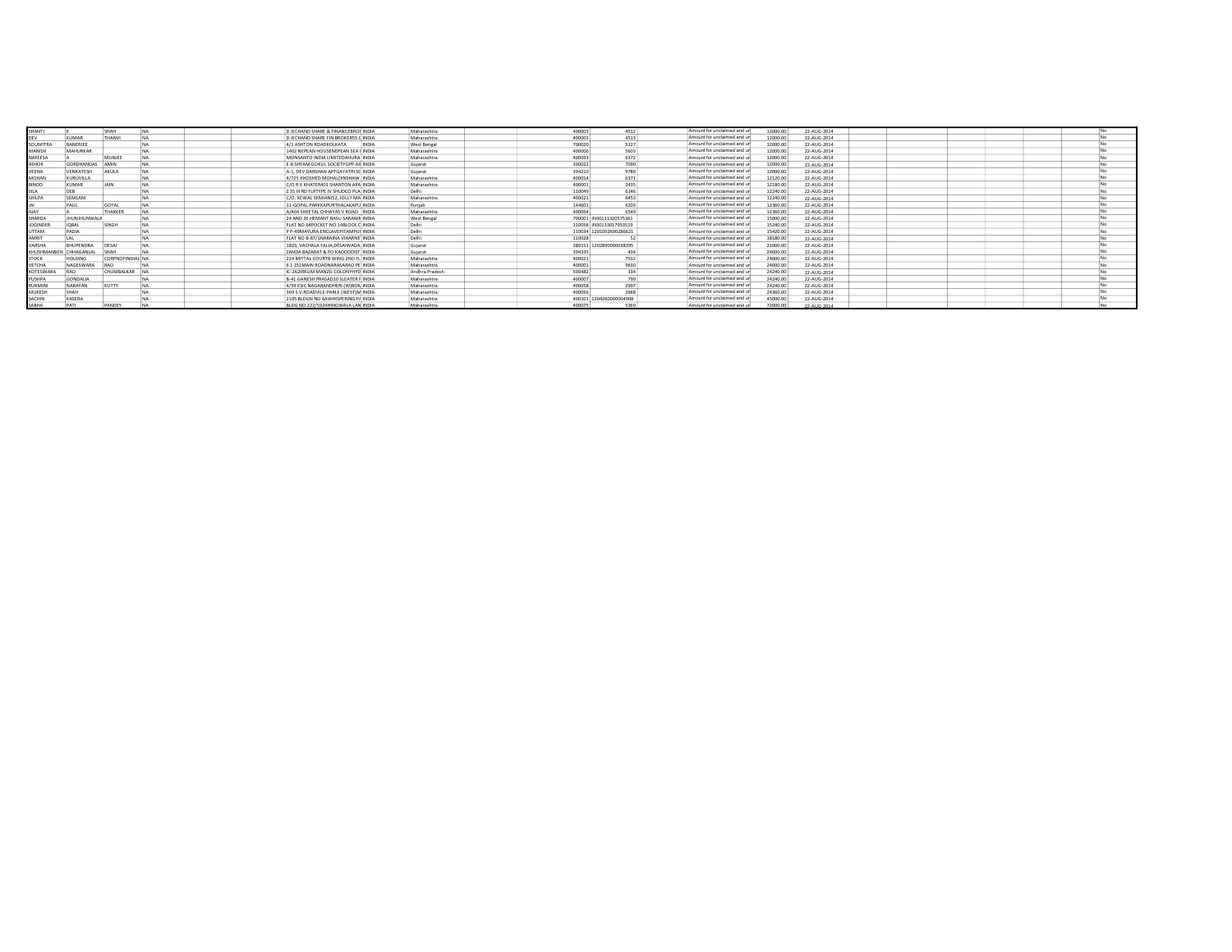| | | | | | | | | | | | | | | | | | | | | | |
|---|---|---|---|---|---|---|---|---|---|---|---|---|---|---|---|---|---|---|---|---|---|
| SHANTI | K | SHAH | NA | | | D JECHAND SHARE & FINANCEBROI | INDIA | Maharashtra | | 400003 | 4512 | | Amount for unclaimed and ur | 12000.00 | 22-AUG-2014 | | | | | | No |
| DEV | KUMAR | THANVI | NA | | | D JECHAND SHARE FIN BROKERS5 C | INDIA | Maharashtra | | 400003 | 4513 | | Amount for unclaimed and ur | 12000.00 | 22-AUG-2014 | | | | | | No |
| SOUMITRA | BANERJEE | | NA | | | 4/1 ASHTON ROADKOLKATA | INDIA | West Bengal | | 700020 | 5127 | | Amount for unclaimed and ur | 12000.00 | 22-AUG-2014 | | | | | | No |
| MANISH | MAHURKAR | | NA | | | 1402 NEPEAN HOUSENEPEAN SEA I | INDIA | Maharashtra | | 400006 | 5603 | | Amount for unclaimed and ur | 12000.00 | 22-AUG-2014 | | | | | | No |
| NAFEESA | A | MUNJEE | NA | | | MONSANTO INDIA LIMITEDAHURA | INDIA | Maharashtra | | 400093 | 6372 | | Amount for unclaimed and ur | 12000.00 | 22-AUG-2014 | | | | | | No |
| ASHOK | GORDHANDAS | AMIN | NA | | | E-8 SHYAM GOKUL SOCIETYOPP All | INDIA | Gujarat | | 390022 | 7090 | | Amount for unclaimed and ur | 12000.00 | 22-AUG-2014 | | | | | | No |
| VEENA | VENKATESH | AKULA | NA | | | A-1, DEV DARSHAN APTGAYATRI SC | INDIA | Gujarat | | 394210 | 9789 | | Amount for unclaimed and ur | 12000.00 | 22-AUG-2014 | | | | | | No |
| MOHAN | KURUVILLA | | NA | | | 4/725 KHOSHED MOHALDINSHAW | INDIA | Maharashtra | | 400014 | 6371 | | Amount for unclaimed and ur | 12120.00 | 22-AUG-2014 | | | | | | No |
| BINOD | KUMAR | JAIN | NA | | | C/O R K KHATER401 SHANTON APA | INDIA | Maharashtra | | 400001 | 2435 | | Amount for unclaimed and ur | 12180.00 | 22-AUG-2014 | | | | | | No |
| SILA | DEB | | NA | | | Z 35 III RD FLRTYPE IV SHUDCO PLA | INDIA | Delhi | | 110049 | 6146 | | Amount for unclaimed and ur | 12240.00 | 22-AUG-2014 | | | | | | No |
| SHILPA | SEMLANI | | NA | | | C/O. KEWAL SEMIANI52, JOLLY MA | INDIA | Maharashtra | | 400021 | 6453 | | Amount for unclaimed and ur | 12240.00 | 22-AUG-2014 | | | | | | No |
| JAI | PAUL | GOYAL | NA | | | 11-GOPAL PARKKAPURTHALAKAPU | INDIA | Punjab | | 144601 | 6203 | | Amount for unclaimed and ur | 12360.00 | 22-AUG-2014 | | | | | | No |
| AJAY | A | THAKKER | NA | | | A/404 SHEETAL CHHAYAS V ROAD | INDIA | Maharashtra | | 400064 | 6549 | | Amount for unclaimed and ur | 12360.00 | 22-AUG-2014 | | | | | | No |
| SHARDA | JHUNJHUNWALA | | NA | | | 24 AND 26 HEMANT BASU SARANIN | INDIA | West Bengal | | 700001 | IN30131320575361 | | Amount for unclaimed and ur | 15000.00 | 22-AUG-2014 | | | | | | No |
| JOGINDER | IQBAL | SINGH | NA | | | FLAT NO.64POCKET NO.14BLOCK C | INDIA | Delhi | | 110058 | IN30133017953519 | | Amount for unclaimed and ur | 15240.00 | 22-AUG-2014 | | | | | | No |
| UTTAM | PADIA | | NA | | | P P-49MAYURA ENCLAVEPITAMPUI | INDIA | Delhi | | 110034 | 1201092600286621 | | Amount for unclaimed and ur | 15420.00 | 22-AUG-2014 | | | | | | No |
| AMRIT | LAL | | NA | | | FLAT NO B-87/1NARAINA VIHARNE | INDIA | Delhi | | 110028 | 52 | | Amount for unclaimed and ur | 18180.00 | 22-AUG-2014 | | | | | | No |
| VARSHA | BHUPENDRA | DESAI | NA | | | 1823, VACHALA FALIA,DESAIWADA, | INDIA | Gujarat | | 389151 | 1202890000038395 | | Amount for unclaimed and ur | 21000.00 | 22-AUG-2014 | | | | | | No |
| KHUSHMANBEN | CHHAGANLAL | SHAH | NA | | | ZANDA BAZARAT & PO KADODIST | INDIA | Gujarat | | 394335 | 434 | | Amount for unclaimed and ur | 24000.00 | 22-AUG-2014 | | | | | | No |
| STOCK | HOLDING | CORPNOFINDIAL | NA | | | 224 MITTAL COURTB WING 2ND FL | INDIA | Maharashtra | | 400021 | 7912 | | Amount for unclaimed and ur | 24000.00 | 22-AUG-2014 | | | | | | No |
| VETCHA | NAGESWARA | RAO | NA | | | 6 1 151MAIN ROADNARASARAO PE | INDIA | Maharashtra | | 400001 | 9630 | | Amount for unclaimed and ur | 24000.00 | 22-AUG-2014 | | | | | | No |
| KOTESWARA | RAO | CHUMBALKAR | NA | | | IC-262RRUM MANZIL COLONYHYD | INDIA | Andhra Pradesh | | 500482 | 334 | | Amount for unclaimed and ur | 24240.00 | 22-AUG-2014 | | | | | | No |
| PUSHPA | GONDALIA | | NA | | | B-41 GANESH PRASAD10 SLEATER F | INDIA | Maharashtra | | 400007 | 799 | | Amount for unclaimed and ur | 24240.00 | 22-AUG-2014 | | | | | | No |
| RUKMINI | NARAYAN | KUTTY | NA | | | 4/59 ESIC NAGARANDHERI (W)BON | INDIA | Maharashtra | | 400058 | 2997 | | Amount for unclaimed and ur | 24240.00 | 22-AUG-2014 | | | | | | No |
| MUKESH | SHAH | | NA | | | 369 S.V.ROADVILE-PARLE (WEST)M | INDIA | Maharashtra | | 400056 | 2668 | | Amount for unclaimed and ur | 24360.00 | 22-AUG-2014 | | | | | | No |
| SACHIN | KASERA | | NA | | | 2105 BLDGN NO 6AWHISPERING P/ | INDIA | Maharashtra | | 400101 | 1204260000004908 | | Amount for unclaimed and ur | 45000.00 | 22-AUG-2014 | | | | | | No |
| SABHA | PATI | PANDEY | NA | | | BLDG NO 222/5924HINGWALA LAN | INDIA | Maharashtra | | 400075 | 5369 | | Amount for unclaimed and ur | 72000.00 | 22-AUG-2014 | | | | | | No |